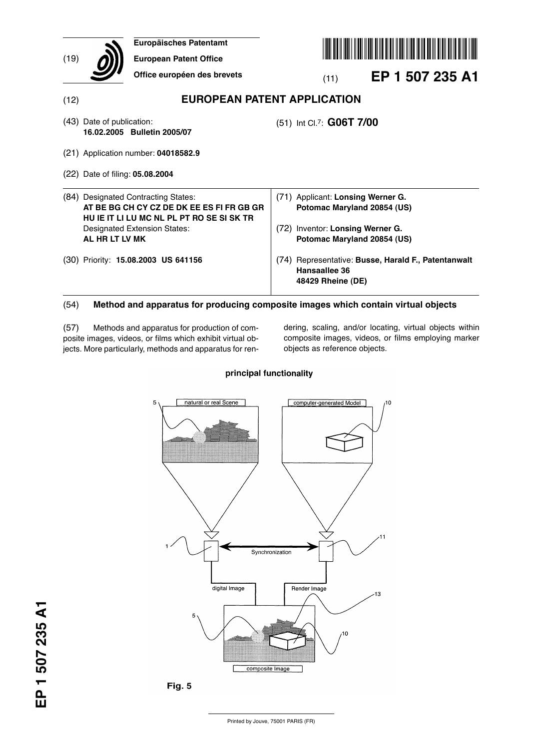(19) Europäisches Patentamt
European Patent Office
Office européen des brevets

(11) **EP 1 507 235 A1**

(12) **EUROPEAN PATENT APPLICATION**

(43) Date of publication:
**16.02.2005 Bulletin 2005/07**

(51) Int Cl.[7]: **G06T 7/00**

(21) Application number: **04018582.9**

(22) Date of filing: **05.08.2004**

(84) Designated Contracting States:
**AT BE BG CH CY CZ DE DK EE ES FI FR GB GR HU IE IT LI LU MC NL PL PT RO SE SI SK TR**
Designated Extension States:
**AL HR LT LV MK**

(30) Priority: **15.08.2003 US 641156**

(71) Applicant: **Lonsing Werner G.**
**Potomac Maryland 20854 (US)**

(72) Inventor: **Lonsing Werner G.**
**Potomac Maryland 20854 (US)**

(74) Representative: **Busse, Harald F., Patentanwalt**
**Hansaallee 36**
**48429 Rheine (DE)**

(54) **Method and apparatus for producing composite images which contain virtual objects**

(57) Methods and apparatus for production of composite images, videos, or films which exhibit virtual objects. More particularly, methods and apparatus for rendering, scaling, and/or locating, virtual objects within composite images, videos, or films employing marker objects as reference objects.

**principal functionality**

natural or real Scene

computer-generated Model

Synchronization

digital Image

Render Image

composite Image

**Fig. 5**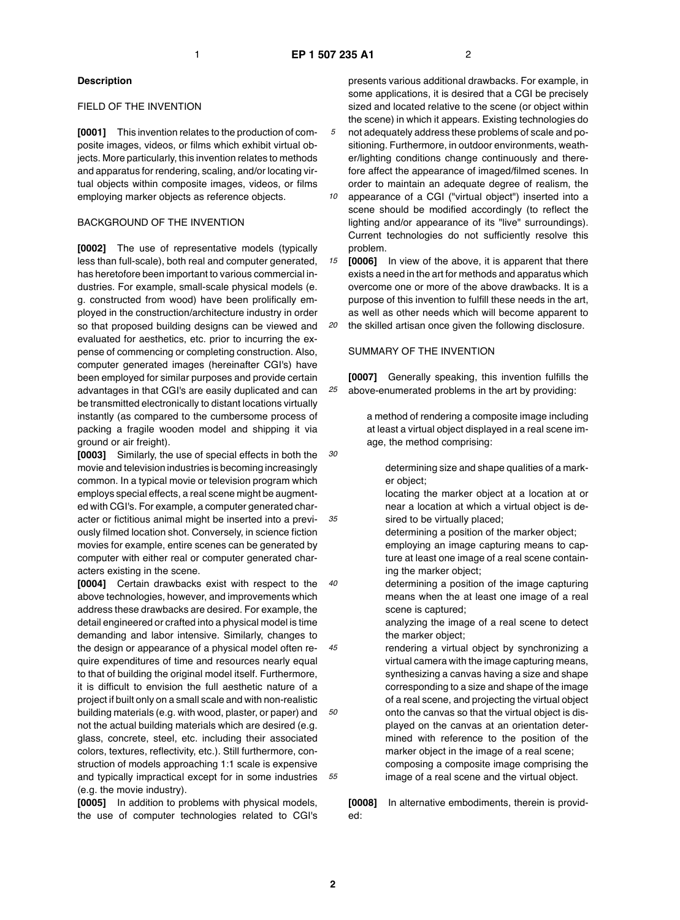## Description

### FIELD OF THE INVENTION

**[0001]** This invention relates to the production of composite images, videos, or films which exhibit virtual objects. More particularly, this invention relates to methods and apparatus for rendering, scaling, and/or locating virtual objects within composite images, videos, or films employing marker objects as reference objects.

### BACKGROUND OF THE INVENTION

**[0002]** The use of representative models (typically less than full-scale), both real and computer generated, has heretofore been important to various commercial industries. For example, small-scale physical models (e.g. constructed from wood) have been prolifically employed in the construction/architecture industry in order so that proposed building designs can be viewed and evaluated for aesthetics, etc. prior to incurring the expense of commencing or completing construction. Also, computer generated images (hereinafter CGI's) have been employed for similar purposes and provide certain advantages in that CGI's are easily duplicated and can be transmitted electronically to distant locations virtually instantly (as compared to the cumbersome process of packing a fragile wooden model and shipping it via ground or air freight).

**[0003]** Similarly, the use of special effects in both the movie and television industries is becoming increasingly common. In a typical movie or television program which employs special effects, a real scene might be augmented with CGI's. For example, a computer generated character or fictitious animal might be inserted into a previously filmed location shot. Conversely, in science fiction movies for example, entire scenes can be generated by computer with either real or computer generated characters existing in the scene.

**[0004]** Certain drawbacks exist with respect to the above technologies, however, and improvements which address these drawbacks are desired. For example, the detail engineered or crafted into a physical model is time demanding and labor intensive. Similarly, changes to the design or appearance of a physical model often require expenditures of time and resources nearly equal to that of building the original model itself. Furthermore, it is difficult to envision the full aesthetic nature of a project if built only on a small scale and with non-realistic building materials (e.g. with wood, plaster, or paper) and not the actual building materials which are desired (e.g. glass, concrete, steel, etc. including their associated colors, textures, reflectivity, etc.). Still furthermore, construction of models approaching 1:1 scale is expensive and typically impractical except for in some industries (e.g. the movie industry).

**[0005]** In addition to problems with physical models, the use of computer technologies related to CGI's presents various additional drawbacks. For example, in some applications, it is desired that a CGI be precisely sized and located relative to the scene (or object within the scene) in which it appears. Existing technologies do not adequately address these problems of scale and positioning. Furthermore, in outdoor environments, weather/lighting conditions change continuously and therefore affect the appearance of imaged/filmed scenes. In order to maintain an adequate degree of realism, the appearance of a CGI ("virtual object") inserted into a scene should be modified accordingly (to reflect the lighting and/or appearance of its "live" surroundings). Current technologies do not sufficiently resolve this problem.

**[0006]** In view of the above, it is apparent that there exists a need in the art for methods and apparatus which overcome one or more of the above drawbacks. It is a purpose of this invention to fulfill these needs in the art, as well as other needs which will become apparent to the skilled artisan once given the following disclosure.

### SUMMARY OF THE INVENTION

**[0007]** Generally speaking, this invention fulfills the above-enumerated problems in the art by providing:

a method of rendering a composite image including at least a virtual object displayed in a real scene image, the method comprising:

determining size and shape qualities of a marker object;
locating the marker object at a location at or near a location at which a virtual object is desired to be virtually placed;
determining a position of the marker object;
employing an image capturing means to capture at least one image of a real scene containing the marker object;
determining a position of the image capturing means when the at least one image of a real scene is captured;
analyzing the image of a real scene to detect the marker object;
rendering a virtual object by synchronizing a virtual camera with the image capturing means, synthesizing a canvas having a size and shape corresponding to a size and shape of the image of a real scene, and projecting the virtual object onto the canvas so that the virtual object is displayed on the canvas at an orientation determined with reference to the position of the marker object in the image of a real scene;
composing a composite image comprising the image of a real scene and the virtual object.

**[0008]** In alternative embodiments, therein is provided: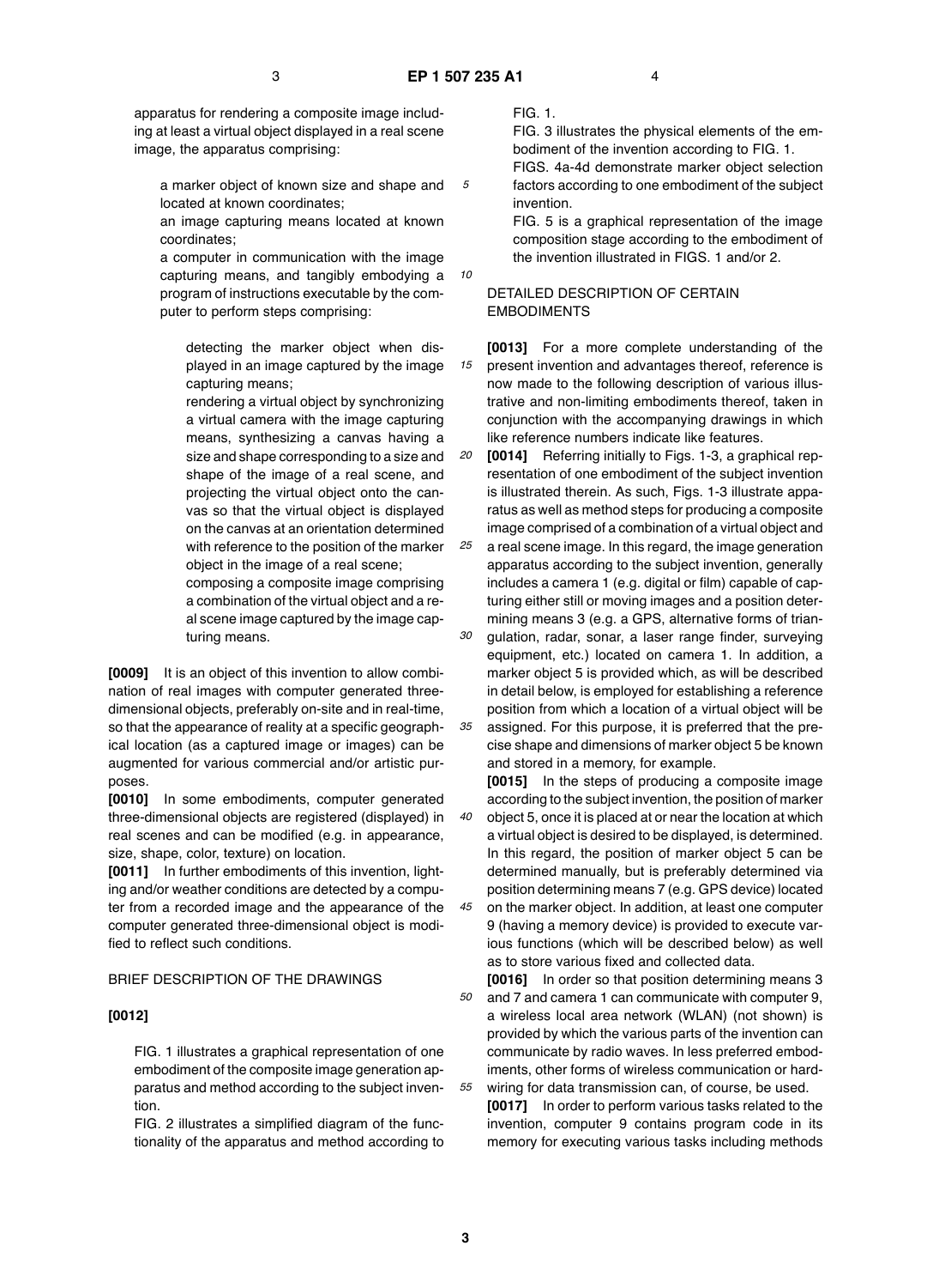apparatus for rendering a composite image including at least a virtual object displayed in a real scene image, the apparatus comprising:

a marker object of known size and shape and located at known coordinates;

an image capturing means located at known coordinates;

a computer in communication with the image capturing means, and tangibly embodying a program of instructions executable by the computer to perform steps comprising:

detecting the marker object when displayed in an image captured by the image capturing means;

rendering a virtual object by synchronizing a virtual camera with the image capturing means, synthesizing a canvas having a size and shape corresponding to a size and shape of the image of a real scene, and projecting the virtual object onto the canvas so that the virtual object is displayed on the canvas at an orientation determined with reference to the position of the marker object in the image of a real scene;

composing a composite image comprising a combination of the virtual object and a real scene image captured by the image capturing means.

**[0009]** It is an object of this invention to allow combination of real images with computer generated three-dimensional objects, preferably on-site and in real-time, so that the appearance of reality at a specific geographical location (as a captured image or images) can be augmented for various commercial and/or artistic purposes.

**[0010]** In some embodiments, computer generated three-dimensional objects are registered (displayed) in real scenes and can be modified (e.g. in appearance, size, shape, color, texture) on location.

**[0011]** In further embodiments of this invention, lighting and/or weather conditions are detected by a computer from a recorded image and the appearance of the computer generated three-dimensional object is modified to reflect such conditions.

## BRIEF DESCRIPTION OF THE DRAWINGS

**[0012]**

FIG. 1 illustrates a graphical representation of one embodiment of the composite image generation apparatus and method according to the subject invention.

FIG. 2 illustrates a simplified diagram of the functionality of the apparatus and method according to FIG. 1.

FIG. 3 illustrates the physical elements of the embodiment of the invention according to FIG. 1.

FIGS. 4a-4d demonstrate marker object selection factors according to one embodiment of the subject invention.

FIG. 5 is a graphical representation of the image composition stage according to the embodiment of the invention illustrated in FIGS. 1 and/or 2.

## DETAILED DESCRIPTION OF CERTAIN EMBODIMENTS

**[0013]** For a more complete understanding of the present invention and advantages thereof, reference is now made to the following description of various illustrative and non-limiting embodiments thereof, taken in conjunction with the accompanying drawings in which like reference numbers indicate like features.

**[0014]** Referring initially to Figs. 1-3, a graphical representation of one embodiment of the subject invention is illustrated therein. As such, Figs. 1-3 illustrate apparatus as well as method steps for producing a composite image comprised of a combination of a virtual object and a real scene image. In this regard, the image generation apparatus according to the subject invention, generally includes a camera 1 (e.g. digital or film) capable of capturing either still or moving images and a position determining means 3 (e.g. a GPS, alternative forms of triangulation, radar, sonar, a laser range finder, surveying equipment, etc.) located on camera 1. In addition, a marker object 5 is provided which, as will be described in detail below, is employed for establishing a reference position from which a location of a virtual object will be assigned. For this purpose, it is preferred that the precise shape and dimensions of marker object 5 be known and stored in a memory, for example.

**[0015]** In the steps of producing a composite image according to the subject invention, the position of marker object 5, once it is placed at or near the location at which a virtual object is desired to be displayed, is determined. In this regard, the position of marker object 5 can be determined manually, but is preferably determined via position determining means 7 (e.g. GPS device) located on the marker object. In addition, at least one computer 9 (having a memory device) is provided to execute various functions (which will be described below) as well as to store various fixed and collected data.

**[0016]** In order so that position determining means 3 and 7 and camera 1 can communicate with computer 9, a wireless local area network (WLAN) (not shown) is provided by which the various parts of the invention can communicate by radio waves. In less preferred embodiments, other forms of wireless communication or hardwiring for data transmission can, of course, be used.

**[0017]** In order to perform various tasks related to the invention, computer 9 contains program code in its memory for executing various tasks including methods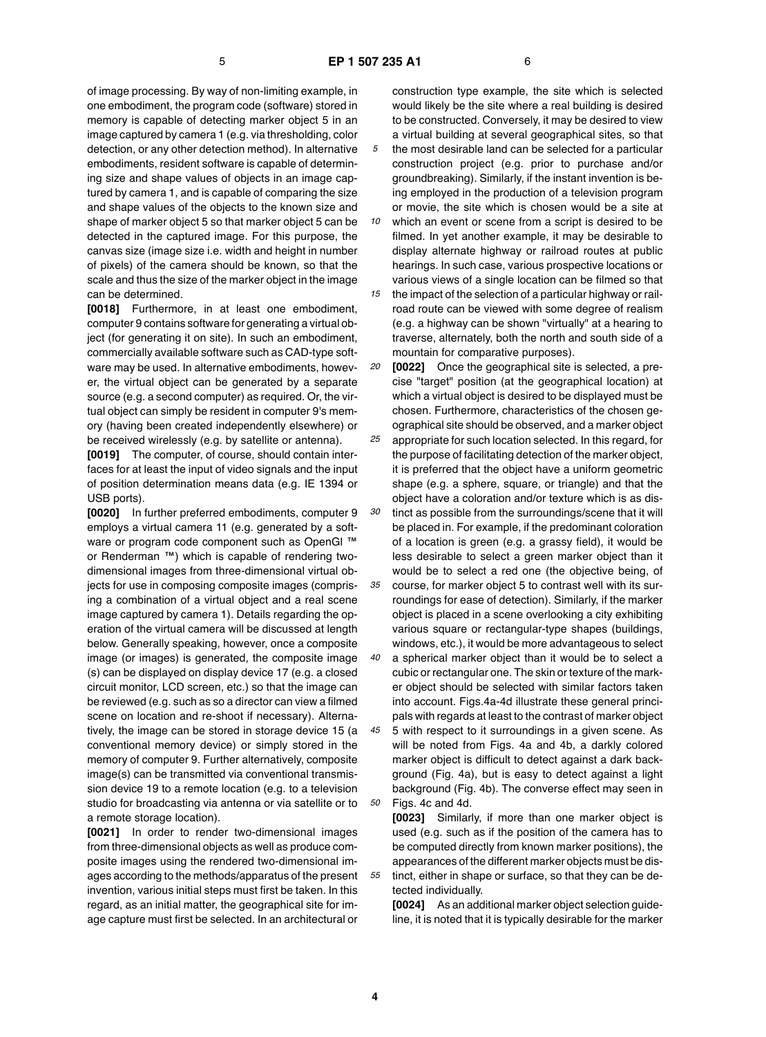of image processing. By way of non-limiting example, in one embodiment, the program code (software) stored in memory is capable of detecting marker object 5 in an image captured by camera 1 (e.g. via thresholding, color detection, or any other detection method). In alternative embodiments, resident software is capable of determining size and shape values of objects in an image captured by camera 1, and is capable of comparing the size and shape values of the objects to the known size and shape of marker object 5 so that marker object 5 can be detected in the captured image. For this purpose, the canvas size (image size i.e. width and height in number of pixels) of the camera should be known, so that the scale and thus the size of the marker object in the image can be determined.

**[0018]** Furthermore, in at least one embodiment, computer 9 contains software for generating a virtual object (for generating it on site). In such an embodiment, commercially available software such as CAD-type software may be used. In alternative embodiments, however, the virtual object can be generated by a separate source (e.g. a second computer) as required. Or, the virtual object can simply be resident in computer 9's memory (having been created independently elsewhere) or be received wirelessly (e.g. by satellite or antenna).

**[0019]** The computer, of course, should contain interfaces for at least the input of video signals and the input of position determination means data (e.g. IE 1394 or USB ports).

**[0020]** In further preferred embodiments, computer 9 employs a virtual camera 11 (e.g. generated by a software or program code component such as OpenGl ™ or Renderman ™) which is capable of rendering two-dimensional images from three-dimensional virtual objects for use in composing composite images (comprising a combination of a virtual object and a real scene image captured by camera 1). Details regarding the operation of the virtual camera will be discussed at length below. Generally speaking, however, once a composite image (or images) is generated, the composite image (s) can be displayed on display device 17 (e.g. a closed circuit monitor, LCD screen, etc.) so that the image can be reviewed (e.g. such as so a director can view a filmed scene on location and re-shoot if necessary). Alternatively, the image can be stored in storage device 15 (a conventional memory device) or simply stored in the memory of computer 9. Further alternatively, composite image(s) can be transmitted via conventional transmission device 19 to a remote location (e.g. to a television studio for broadcasting via antenna or via satellite or to a remote storage location).

**[0021]** In order to render two-dimensional images from three-dimensional objects as well as produce composite images using the rendered two-dimensional images according to the methods/apparatus of the present invention, various initial steps must first be taken. In this regard, as an initial matter, the geographical site for image capture must first be selected. In an architectural or construction type example, the site which is selected would likely be the site where a real building is desired to be constructed. Conversely, it may be desired to view a virtual building at several geographical sites, so that the most desirable land can be selected for a particular construction project (e.g. prior to purchase and/or groundbreaking). Similarly, if the instant invention is being employed in the production of a television program or movie, the site which is chosen would be a site at which an event or scene from a script is desired to be filmed. In yet another example, it may be desirable to display alternate highway or railroad routes at public hearings. In such case, various prospective locations or various views of a single location can be filmed so that the impact of the selection of a particular highway or railroad route can be viewed with some degree of realism (e.g. a highway can be shown "virtually" at a hearing to traverse, alternately, both the north and south side of a mountain for comparative purposes).

**[0022]** Once the geographical site is selected, a precise "target" position (at the geographical location) at which a virtual object is desired to be displayed must be chosen. Furthermore, characteristics of the chosen geographical site should be observed, and a marker object appropriate for such location selected. In this regard, for the purpose of facilitating detection of the marker object, it is preferred that the object have a uniform geometric shape (e.g. a sphere, square, or triangle) and that the object have a coloration and/or texture which is as distinct as possible from the surroundings/scene that it will be placed in. For example, if the predominant coloration of a location is green (e.g. a grassy field), it would be less desirable to select a green marker object than it would be to select a red one (the objective being, of course, for marker object 5 to contrast well with its surroundings for ease of detection). Similarly, if the marker object is placed in a scene overlooking a city exhibiting various square or rectangular-type shapes (buildings, windows, etc.), it would be more advantageous to select a spherical marker object than it would be to select a cubic or rectangular one. The skin or texture of the marker object should be selected with similar factors taken into account. Figs.4a-4d illustrate these general principals with regards at least to the contrast of marker object 5 with respect to it surroundings in a given scene. As will be noted from Figs. 4a and 4b, a darkly colored marker object is difficult to detect against a dark background (Fig. 4a), but is easy to detect against a light background (Fig. 4b). The converse effect may seen in Figs. 4c and 4d.

**[0023]** Similarly, if more than one marker object is used (e.g. such as if the position of the camera has to be computed directly from known marker positions), the appearances of the different marker objects must be distinct, either in shape or surface, so that they can be detected individually.

**[0024]** As an additional marker object selection guideline, it is noted that it is typically desirable for the marker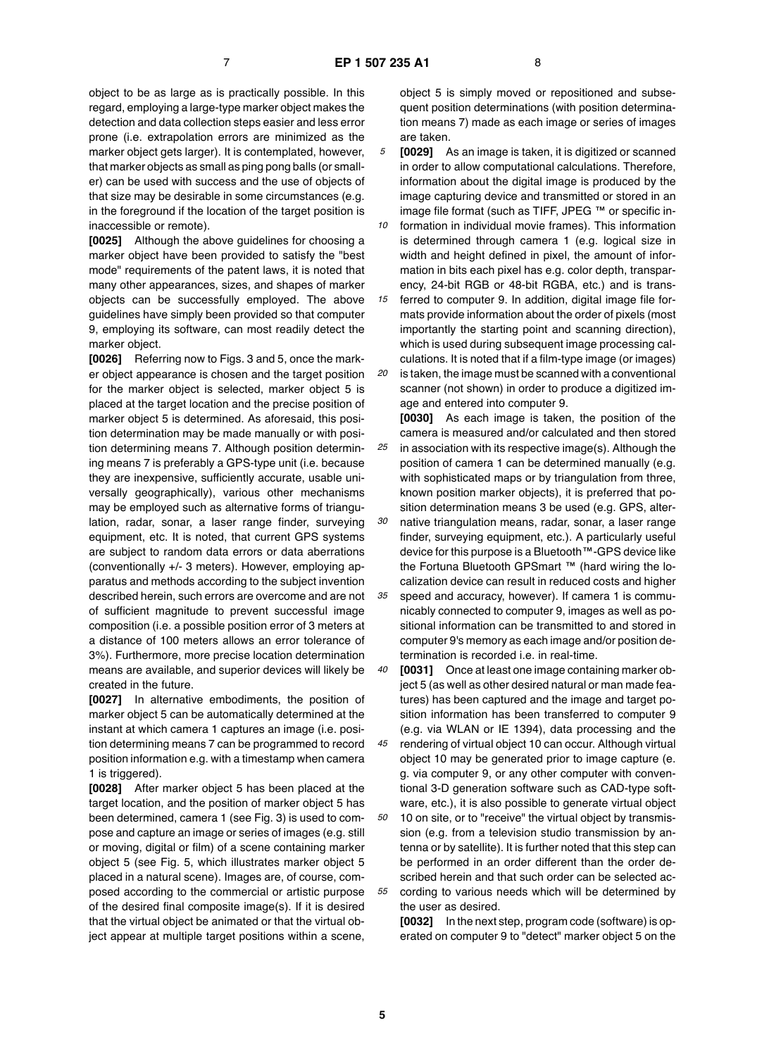object to be as large as is practically possible. In this regard, employing a large-type marker object makes the detection and data collection steps easier and less error prone (i.e. extrapolation errors are minimized as the marker object gets larger). It is contemplated, however, that marker objects as small as ping pong balls (or smaller) can be used with success and the use of objects of that size may be desirable in some circumstances (e.g. in the foreground if the location of the target position is inaccessible or remote).

**[0025]** Although the above guidelines for choosing a marker object have been provided to satisfy the "best mode" requirements of the patent laws, it is noted that many other appearances, sizes, and shapes of marker objects can be successfully employed. The above guidelines have simply been provided so that computer 9, employing its software, can most readily detect the marker object.

**[0026]** Referring now to Figs. 3 and 5, once the marker object appearance is chosen and the target position for the marker object is selected, marker object 5 is placed at the target location and the precise position of marker object 5 is determined. As aforesaid, this position determination may be made manually or with position determining means 7. Although position determining means 7 is preferably a GPS-type unit (i.e. because they are inexpensive, sufficiently accurate, usable universally geographically), various other mechanisms may be employed such as alternative forms of triangulation, radar, sonar, a laser range finder, surveying equipment, etc. It is noted, that current GPS systems are subject to random data errors or data aberrations (conventionally +/- 3 meters). However, employing apparatus and methods according to the subject invention described herein, such errors are overcome and are not of sufficient magnitude to prevent successful image composition (i.e. a possible position error of 3 meters at a distance of 100 meters allows an error tolerance of 3%). Furthermore, more precise location determination means are available, and superior devices will likely be created in the future.

**[0027]** In alternative embodiments, the position of marker object 5 can be automatically determined at the instant at which camera 1 captures an image (i.e. position determining means 7 can be programmed to record position information e.g. with a timestamp when camera 1 is triggered).

**[0028]** After marker object 5 has been placed at the target location, and the position of marker object 5 has been determined, camera 1 (see Fig. 3) is used to compose and capture an image or series of images (e.g. still or moving, digital or film) of a scene containing marker object 5 (see Fig. 5, which illustrates marker object 5 placed in a natural scene). Images are, of course, composed according to the commercial or artistic purpose of the desired final composite image(s). If it is desired that the virtual object be animated or that the virtual object appear at multiple target positions within a scene, object 5 is simply moved or repositioned and subsequent position determinations (with position determination means 7) made as each image or series of images are taken.

**[0029]** As an image is taken, it is digitized or scanned in order to allow computational calculations. Therefore, information about the digital image is produced by the image capturing device and transmitted or stored in an image file format (such as TIFF, JPEG ™ or specific information in individual movie frames). This information is determined through camera 1 (e.g. logical size in width and height defined in pixel, the amount of information in bits each pixel has e.g. color depth, transparency, 24-bit RGB or 48-bit RGBA, etc.) and is transferred to computer 9. In addition, digital image file formats provide information about the order of pixels (most importantly the starting point and scanning direction), which is used during subsequent image processing calculations. It is noted that if a film-type image (or images) is taken, the image must be scanned with a conventional scanner (not shown) in order to produce a digitized image and entered into computer 9.

**[0030]** As each image is taken, the position of the camera is measured and/or calculated and then stored in association with its respective image(s). Although the position of camera 1 can be determined manually (e.g. with sophisticated maps or by triangulation from three, known position marker objects), it is preferred that position determination means 3 be used (e.g. GPS, alternative triangulation means, radar, sonar, a laser range finder, surveying equipment, etc.). A particularly useful device for this purpose is a Bluetooth™-GPS device like the Fortuna Bluetooth GPSmart ™ (hard wiring the localization device can result in reduced costs and higher speed and accuracy, however). If camera 1 is communicably connected to computer 9, images as well as positional information can be transmitted to and stored in computer 9's memory as each image and/or position determination is recorded i.e. in real-time.

**[0031]** Once at least one image containing marker object 5 (as well as other desired natural or man made features) has been captured and the image and target position information has been transferred to computer 9 (e.g. via WLAN or IE 1394), data processing and the rendering of virtual object 10 can occur. Although virtual object 10 may be generated prior to image capture (e.g. via computer 9, or any other computer with conventional 3-D generation software such as CAD-type software, etc.), it is also possible to generate virtual object 10 on site, or to "receive" the virtual object by transmission (e.g. from a television studio transmission by antenna or by satellite). It is further noted that this step can be performed in an order different than the order described herein and that such order can be selected according to various needs which will be determined by the user as desired.

**[0032]** In the next step, program code (software) is operated on computer 9 to "detect" marker object 5 on the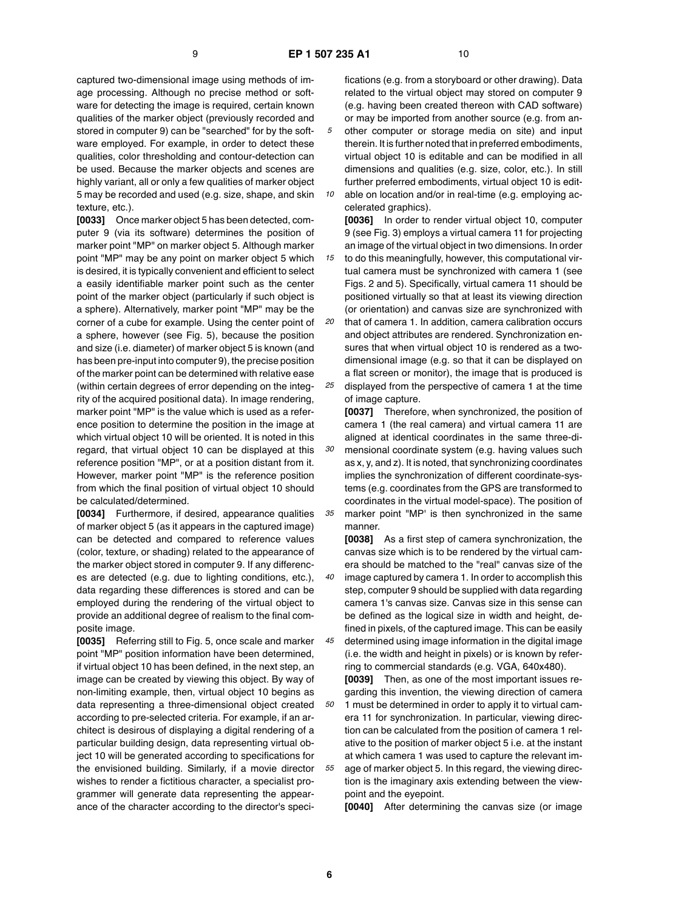captured two-dimensional image using methods of image processing. Although no precise method or software for detecting the image is required, certain known qualities of the marker object (previously recorded and stored in computer 9) can be "searched" for by the software employed. For example, in order to detect these qualities, color thresholding and contour-detection can be used. Because the marker objects and scenes are highly variant, all or only a few qualities of marker object 5 may be recorded and used (e.g. size, shape, and skin texture, etc.).

**[0033]** Once marker object 5 has been detected, computer 9 (via its software) determines the position of marker point "MP" on marker object 5. Although marker point "MP" may be any point on marker object 5 which is desired, it is typically convenient and efficient to select a easily identifiable marker point such as the center point of the marker object (particularly if such object is a sphere). Alternatively, marker point "MP" may be the corner of a cube for example. Using the center point of a sphere, however (see Fig. 5), because the position and size (i.e. diameter) of marker object 5 is known (and has been pre-input into computer 9), the precise position of the marker point can be determined with relative ease (within certain degrees of error depending on the integrity of the acquired positional data). In image rendering, marker point "MP" is the value which is used as a reference position to determine the position in the image at which virtual object 10 will be oriented. It is noted in this regard, that virtual object 10 can be displayed at this reference position "MP", or at a position distant from it. However, marker point "MP" is the reference position from which the final position of virtual object 10 should be calculated/determined.

**[0034]** Furthermore, if desired, appearance qualities of marker object 5 (as it appears in the captured image) can be detected and compared to reference values (color, texture, or shading) related to the appearance of the marker object stored in computer 9. If any differences are detected (e.g. due to lighting conditions, etc.), data regarding these differences is stored and can be employed during the rendering of the virtual object to provide an additional degree of realism to the final composite image.

**[0035]** Referring still to Fig. 5, once scale and marker point "MP" position information have been determined, if virtual object 10 has been defined, in the next step, an image can be created by viewing this object. By way of non-limiting example, then, virtual object 10 begins as data representing a three-dimensional object created according to pre-selected criteria. For example, if an architect is desirous of displaying a digital rendering of a particular building design, data representing virtual object 10 will be generated according to specifications for the envisioned building. Similarly, if a movie director wishes to render a fictitious character, a specialist programmer will generate data representing the appearance of the character according to the director's specifications (e.g. from a storyboard or other drawing). Data related to the virtual object may stored on computer 9 (e.g. having been created thereon with CAD software) or may be imported from another source (e.g. from another computer or storage media on site) and input therein. It is further noted that in preferred embodiments, virtual object 10 is editable and can be modified in all dimensions and qualities (e.g. size, color, etc.). In still further preferred embodiments, virtual object 10 is editable on location and/or in real-time (e.g. employing accelerated graphics).

**[0036]** In order to render virtual object 10, computer 9 (see Fig. 3) employs a virtual camera 11 for projecting an image of the virtual object in two dimensions. In order to do this meaningfully, however, this computational virtual camera must be synchronized with camera 1 (see Figs. 2 and 5). Specifically, virtual camera 11 should be positioned virtually so that at least its viewing direction (or orientation) and canvas size are synchronized with that of camera 1. In addition, camera calibration occurs and object attributes are rendered. Synchronization ensures that when virtual object 10 is rendered as a two-dimensional image (e.g. so that it can be displayed on a flat screen or monitor), the image that is produced is displayed from the perspective of camera 1 at the time of image capture.

**[0037]** Therefore, when synchronized, the position of camera 1 (the real camera) and virtual camera 11 are aligned at identical coordinates in the same three-dimensional coordinate system (e.g. having values such as x, y, and z). It is noted, that synchronizing coordinates implies the synchronization of different coordinate-systems (e.g. coordinates from the GPS are transformed to coordinates in the virtual model-space). The position of marker point "MP' is then synchronized in the same manner.

**[0038]** As a first step of camera synchronization, the canvas size which is to be rendered by the virtual camera should be matched to the "real" canvas size of the image captured by camera 1. In order to accomplish this step, computer 9 should be supplied with data regarding camera 1's canvas size. Canvas size in this sense can be defined as the logical size in width and height, defined in pixels, of the captured image. This can be easily determined using image information in the digital image (i.e. the width and height in pixels) or is known by referring to commercial standards (e.g. VGA, 640x480).

**[0039]** Then, as one of the most important issues regarding this invention, the viewing direction of camera 1 must be determined in order to apply it to virtual camera 11 for synchronization. In particular, viewing direction can be calculated from the position of camera 1 relative to the position of marker object 5 i.e. at the instant at which camera 1 was used to capture the relevant image of marker object 5. In this regard, the viewing direction is the imaginary axis extending between the viewpoint and the eyepoint.

**[0040]** After determining the canvas size (or image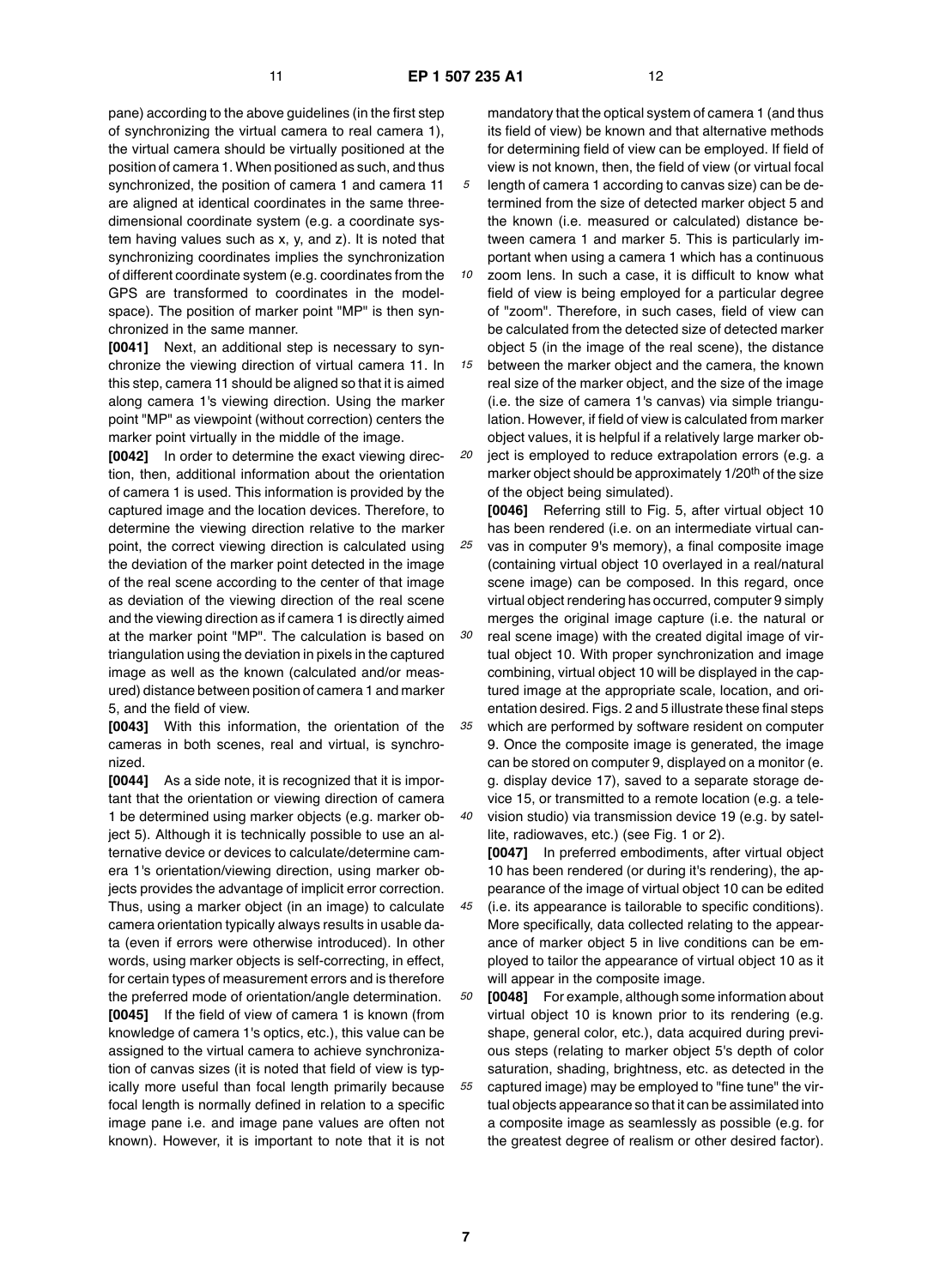pane) according to the above guidelines (in the first step of synchronizing the virtual camera to real camera 1), the virtual camera should be virtually positioned at the position of camera 1. When positioned as such, and thus synchronized, the position of camera 1 and camera 11 are aligned at identical coordinates in the same three-dimensional coordinate system (e.g. a coordinate system having values such as x, y, and z). It is noted that synchronizing coordinates implies the synchronization of different coordinate system (e.g. coordinates from the GPS are transformed to coordinates in the model-space). The position of marker point "MP" is then synchronized in the same manner.

**[0041]** Next, an additional step is necessary to synchronize the viewing direction of virtual camera 11. In this step, camera 11 should be aligned so that it is aimed along camera 1's viewing direction. Using the marker point "MP" as viewpoint (without correction) centers the marker point virtually in the middle of the image.

**[0042]** In order to determine the exact viewing direction, then, additional information about the orientation of camera 1 is used. This information is provided by the captured image and the location devices. Therefore, to determine the viewing direction relative to the marker point, the correct viewing direction is calculated using the deviation of the marker point detected in the image of the real scene according to the center of that image as deviation of the viewing direction of the real scene and the viewing direction as if camera 1 is directly aimed at the marker point "MP". The calculation is based on triangulation using the deviation in pixels in the captured image as well as the known (calculated and/or measured) distance between position of camera 1 and marker 5, and the field of view.

**[0043]** With this information, the orientation of the cameras in both scenes, real and virtual, is synchronized.

**[0044]** As a side note, it is recognized that it is important that the orientation or viewing direction of camera 1 be determined using marker objects (e.g. marker object 5). Although it is technically possible to use an alternative device or devices to calculate/determine camera 1's orientation/viewing direction, using marker objects provides the advantage of implicit error correction. Thus, using a marker object (in an image) to calculate camera orientation typically always results in usable data (even if errors were otherwise introduced). In other words, using marker objects is self-correcting, in effect, for certain types of measurement errors and is therefore the preferred mode of orientation/angle determination.

**[0045]** If the field of view of camera 1 is known (from knowledge of camera 1's optics, etc.), this value can be assigned to the virtual camera to achieve synchronization of canvas sizes (it is noted that field of view is typically more useful than focal length primarily because focal length is normally defined in relation to a specific image pane i.e. and image pane values are often not known). However, it is important to note that it is not mandatory that the optical system of camera 1 (and thus its field of view) be known and that alternative methods for determining field of view can be employed. If field of view is not known, then, the field of view (or virtual focal length of camera 1 according to canvas size) can be determined from the size of detected marker object 5 and the known (i.e. measured or calculated) distance between camera 1 and marker 5. This is particularly important when using a camera 1 which has a continuous zoom lens. In such a case, it is difficult to know what field of view is being employed for a particular degree of "zoom". Therefore, in such cases, field of view can be calculated from the detected size of detected marker object 5 (in the image of the real scene), the distance between the marker object and the camera, the known real size of the marker object, and the size of the image (i.e. the size of camera 1's canvas) via simple triangulation. However, if field of view is calculated from marker object values, it is helpful if a relatively large marker object is employed to reduce extrapolation errors (e.g. a marker object should be approximately 1/20th of the size of the object being simulated).

**[0046]** Referring still to Fig. 5, after virtual object 10 has been rendered (i.e. on an intermediate virtual canvas in computer 9's memory), a final composite image (containing virtual object 10 overlayed in a real/natural scene image) can be composed. In this regard, once virtual object rendering has occurred, computer 9 simply merges the original image capture (i.e. the natural or real scene image) with the created digital image of virtual object 10. With proper synchronization and image combining, virtual object 10 will be displayed in the captured image at the appropriate scale, location, and orientation desired. Figs. 2 and 5 illustrate these final steps which are performed by software resident on computer 9. Once the composite image is generated, the image can be stored on computer 9, displayed on a monitor (e.g. display device 17), saved to a separate storage device 15, or transmitted to a remote location (e.g. a television studio) via transmission device 19 (e.g. by satellite, radiowaves, etc.) (see Fig. 1 or 2).

**[0047]** In preferred embodiments, after virtual object 10 has been rendered (or during it's rendering), the appearance of the image of virtual object 10 can be edited (i.e. its appearance is tailorable to specific conditions). More specifically, data collected relating to the appearance of marker object 5 in live conditions can be employed to tailor the appearance of virtual object 10 as it will appear in the composite image.

**[0048]** For example, although some information about virtual object 10 is known prior to its rendering (e.g. shape, general color, etc.), data acquired during previous steps (relating to marker object 5's depth of color saturation, shading, brightness, etc. as detected in the captured image) may be employed to "fine tune" the virtual objects appearance so that it can be assimilated into a composite image as seamlessly as possible (e.g. for the greatest degree of realism or other desired factor).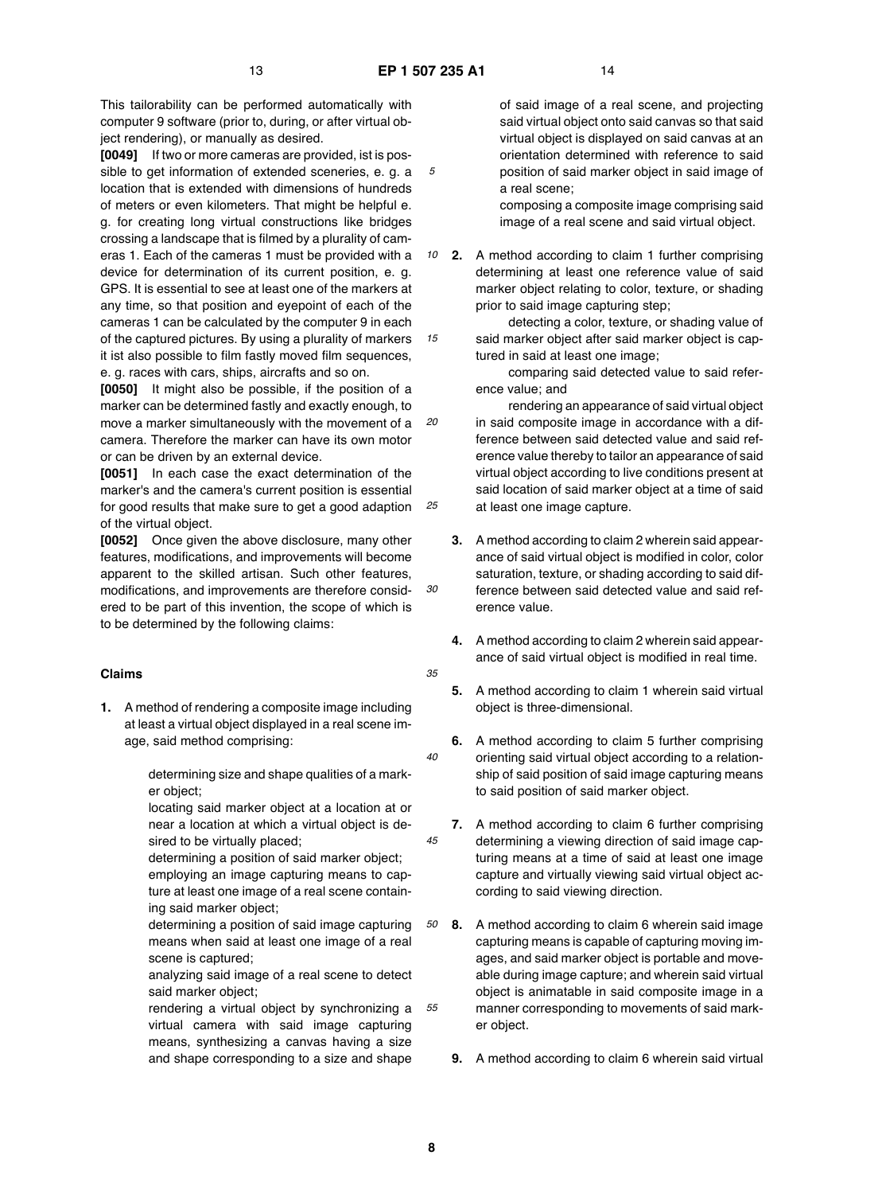This tailorability can be performed automatically with computer 9 software (prior to, during, or after virtual object rendering), or manually as desired.

**[0049]** If two or more cameras are provided, ist is possible to get information of extended sceneries, e. g. a location that is extended with dimensions of hundreds of meters or even kilometers. That might be helpful e. g. for creating long virtual constructions like bridges crossing a landscape that is filmed by a plurality of cameras 1. Each of the cameras 1 must be provided with a device for determination of its current position, e. g. GPS. It is essential to see at least one of the markers at any time, so that position and eyepoint of each of the cameras 1 can be calculated by the computer 9 in each of the captured pictures. By using a plurality of markers it ist also possible to film fastly moved film sequences, e. g. races with cars, ships, aircrafts and so on.

**[0050]** It might also be possible, if the position of a marker can be determined fastly and exactly enough, to move a marker simultaneously with the movement of a camera. Therefore the marker can have its own motor or can be driven by an external device.

**[0051]** In each case the exact determination of the marker's and the camera's current position is essential for good results that make sure to get a good adaption of the virtual object.

**[0052]** Once given the above disclosure, many other features, modifications, and improvements will become apparent to the skilled artisan. Such other features, modifications, and improvements are therefore considered to be part of this invention, the scope of which is to be determined by the following claims:

## Claims

**1.** A method of rendering a composite image including at least a virtual object displayed in a real scene image, said method comprising:

determining size and shape qualities of a marker object;

locating said marker object at a location at or near a location at which a virtual object is desired to be virtually placed;

determining a position of said marker object;

employing an image capturing means to capture at least one image of a real scene containing said marker object;

determining a position of said image capturing means when said at least one image of a real scene is captured;

analyzing said image of a real scene to detect said marker object;

rendering a virtual object by synchronizing a virtual camera with said image capturing means, synthesizing a canvas having a size and shape corresponding to a size and shape of said image of a real scene, and projecting said virtual object onto said canvas so that said virtual object is displayed on said canvas at an orientation determined with reference to said position of said marker object in said image of a real scene;

composing a composite image comprising said image of a real scene and said virtual object.

**2.** A method according to claim 1 further comprising determining at least one reference value of said marker object relating to color, texture, or shading prior to said image capturing step;

detecting a color, texture, or shading value of said marker object after said marker object is captured in said at least one image;

comparing said detected value to said reference value; and

rendering an appearance of said virtual object in said composite image in accordance with a difference between said detected value and said reference value thereby to tailor an appearance of said virtual object according to live conditions present at said location of said marker object at a time of said at least one image capture.

**3.** A method according to claim 2 wherein said appearance of said virtual object is modified in color, color saturation, texture, or shading according to said difference between said detected value and said reference value.

**4.** A method according to claim 2 wherein said appearance of said virtual object is modified in real time.

**5.** A method according to claim 1 wherein said virtual object is three-dimensional.

**6.** A method according to claim 5 further comprising orienting said virtual object according to a relationship of said position of said image capturing means to said position of said marker object.

**7.** A method according to claim 6 further comprising determining a viewing direction of said image capturing means at a time of said at least one image capture and virtually viewing said virtual object according to said viewing direction.

**8.** A method according to claim 6 wherein said image capturing means is capable of capturing moving images, and said marker object is portable and moveable during image capture; and wherein said virtual object is animatable in said composite image in a manner corresponding to movements of said marker object.

**9.** A method according to claim 6 wherein said virtual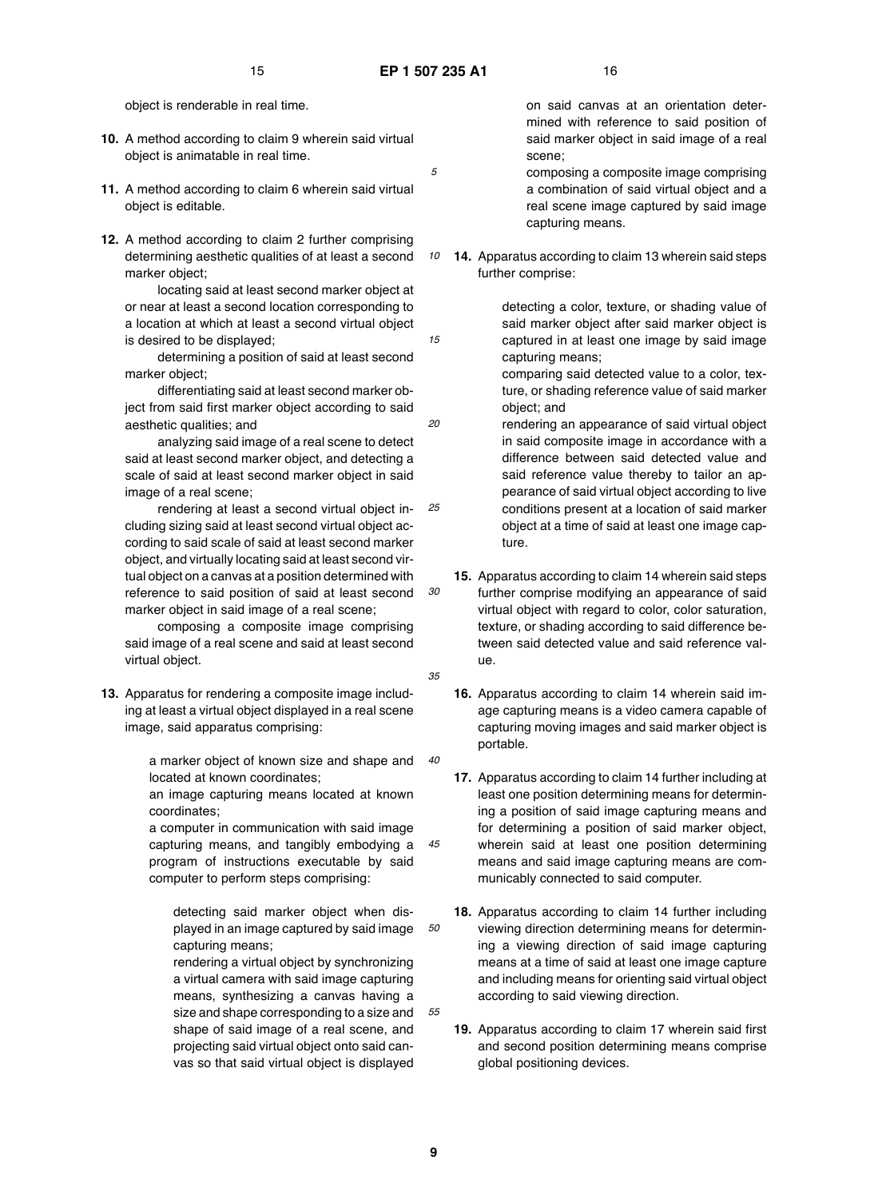object is renderable in real time.

**10.** A method according to claim 9 wherein said virtual object is animatable in real time.

**11.** A method according to claim 6 wherein said virtual object is editable.

**12.** A method according to claim 2 further comprising determining aesthetic qualities of at least a second marker object;

locating said at least second marker object at or near at least a second location corresponding to a location at which at least a second virtual object is desired to be displayed;

determining a position of said at least second marker object;

differentiating said at least second marker object from said first marker object according to said aesthetic qualities; and

analyzing said image of a real scene to detect said at least second marker object, and detecting a scale of said at least second marker object in said image of a real scene;

rendering at least a second virtual object including sizing said at least second virtual object according to said scale of said at least second marker object, and virtually locating said at least second virtual object on a canvas at a position determined with reference to said position of said at least second marker object in said image of a real scene;

composing a composite image comprising said image of a real scene and said at least second virtual object.

**13.** Apparatus for rendering a composite image including at least a virtual object displayed in a real scene image, said apparatus comprising:

a marker object of known size and shape and located at known coordinates;

an image capturing means located at known coordinates;

a computer in communication with said image capturing means, and tangibly embodying a program of instructions executable by said computer to perform steps comprising:

detecting said marker object when displayed in an image captured by said image capturing means;

rendering a virtual object by synchronizing a virtual camera with said image capturing means, synthesizing a canvas having a size and shape corresponding to a size and shape of said image of a real scene, and projecting said virtual object onto said canvas so that said virtual object is displayed on said canvas at an orientation determined with reference to said position of said marker object in said image of a real scene;

composing a composite image comprising a combination of said virtual object and a real scene image captured by said image capturing means.

**14.** Apparatus according to claim 13 wherein said steps further comprise:

detecting a color, texture, or shading value of said marker object after said marker object is captured in at least one image by said image capturing means;

comparing said detected value to a color, texture, or shading reference value of said marker object; and

rendering an appearance of said virtual object in said composite image in accordance with a difference between said detected value and said reference value thereby to tailor an appearance of said virtual object according to live conditions present at a location of said marker object at a time of said at least one image capture.

**15.** Apparatus according to claim 14 wherein said steps further comprise modifying an appearance of said virtual object with regard to color, color saturation, texture, or shading according to said difference between said detected value and said reference value.

**16.** Apparatus according to claim 14 wherein said image capturing means is a video camera capable of capturing moving images and said marker object is portable.

**17.** Apparatus according to claim 14 further including at least one position determining means for determining a position of said image capturing means and for determining a position of said marker object, wherein said at least one position determining means and said image capturing means are communicably connected to said computer.

**18.** Apparatus according to claim 14 further including viewing direction determining means for determining a viewing direction of said image capturing means at a time of said at least one image capture and including means for orienting said virtual object according to said viewing direction.

**19.** Apparatus according to claim 17 wherein said first and second position determining means comprise global positioning devices.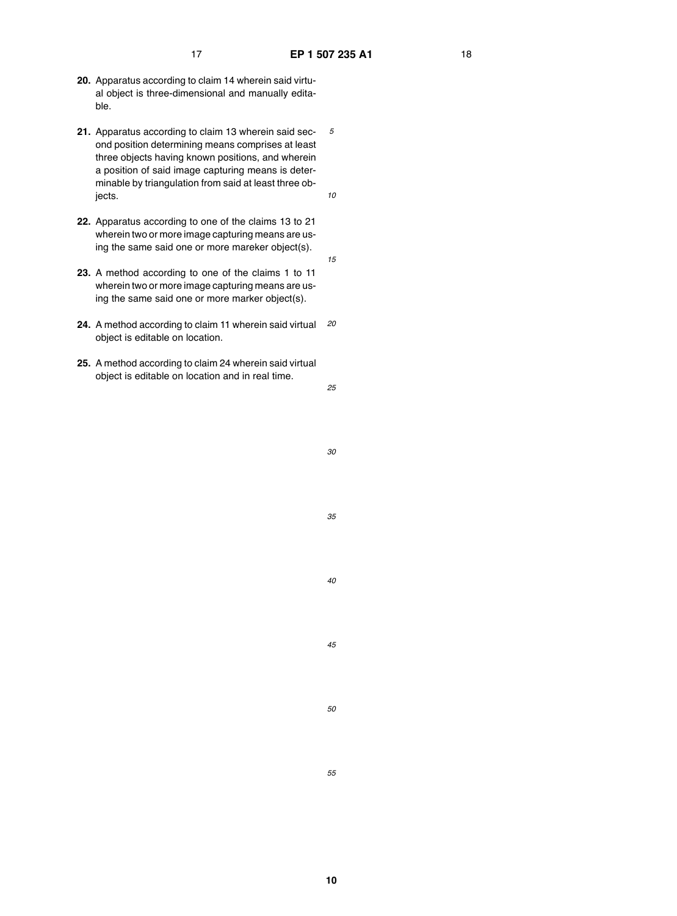**20.** Apparatus according to claim 14 wherein said virtual object is three-dimensional and manually editable.

**21.** Apparatus according to claim 13 wherein said second position determining means comprises at least three objects having known positions, and wherein a position of said image capturing means is determinable by triangulation from said at least three objects.

**22.** Apparatus according to one of the claims 13 to 21 wherein two or more image capturing means are using the same said one or more mareker object(s).

**23.** A method according to one of the claims 1 to 11 wherein two or more image capturing means are using the same said one or more marker object(s).

**24.** A method according to claim 11 wherein said virtual object is editable on location.

**25.** A method according to claim 24 wherein said virtual object is editable on location and in real time.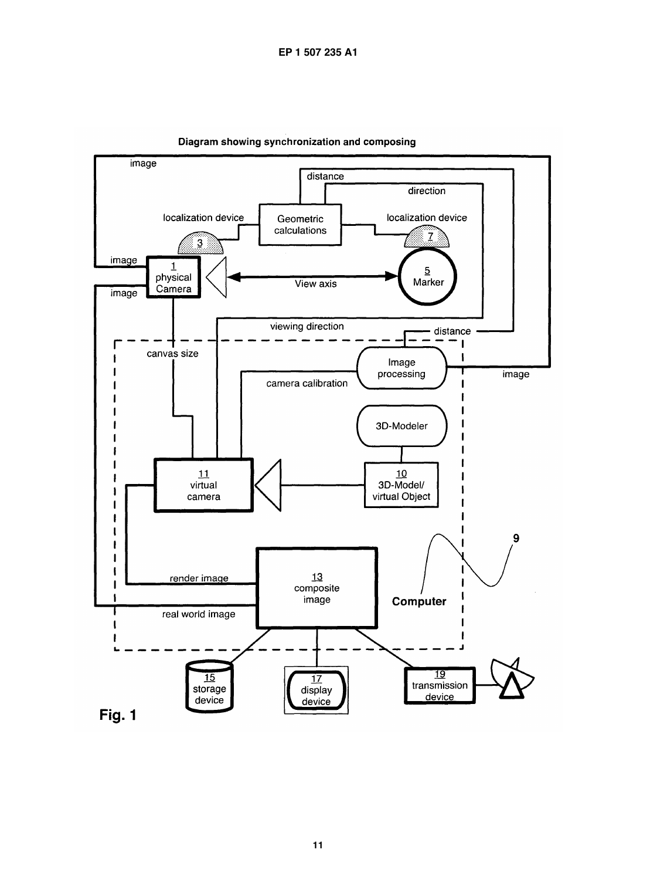**Diagram showing synchronization and composing**

image

distance

direction

localization device

Geometric calculations

localization device

3

7

image

1 physical Camera

View axis

5 Marker

image

viewing direction

distance

canvas size

Image processing

image

camera calibration

3D-Modeler

11 virtual camera

10 3D-Model/ virtual Object

9

render image

13 composite image

Computer

real world image

15 storage device

17 display device

19 transmission device

Fig. 1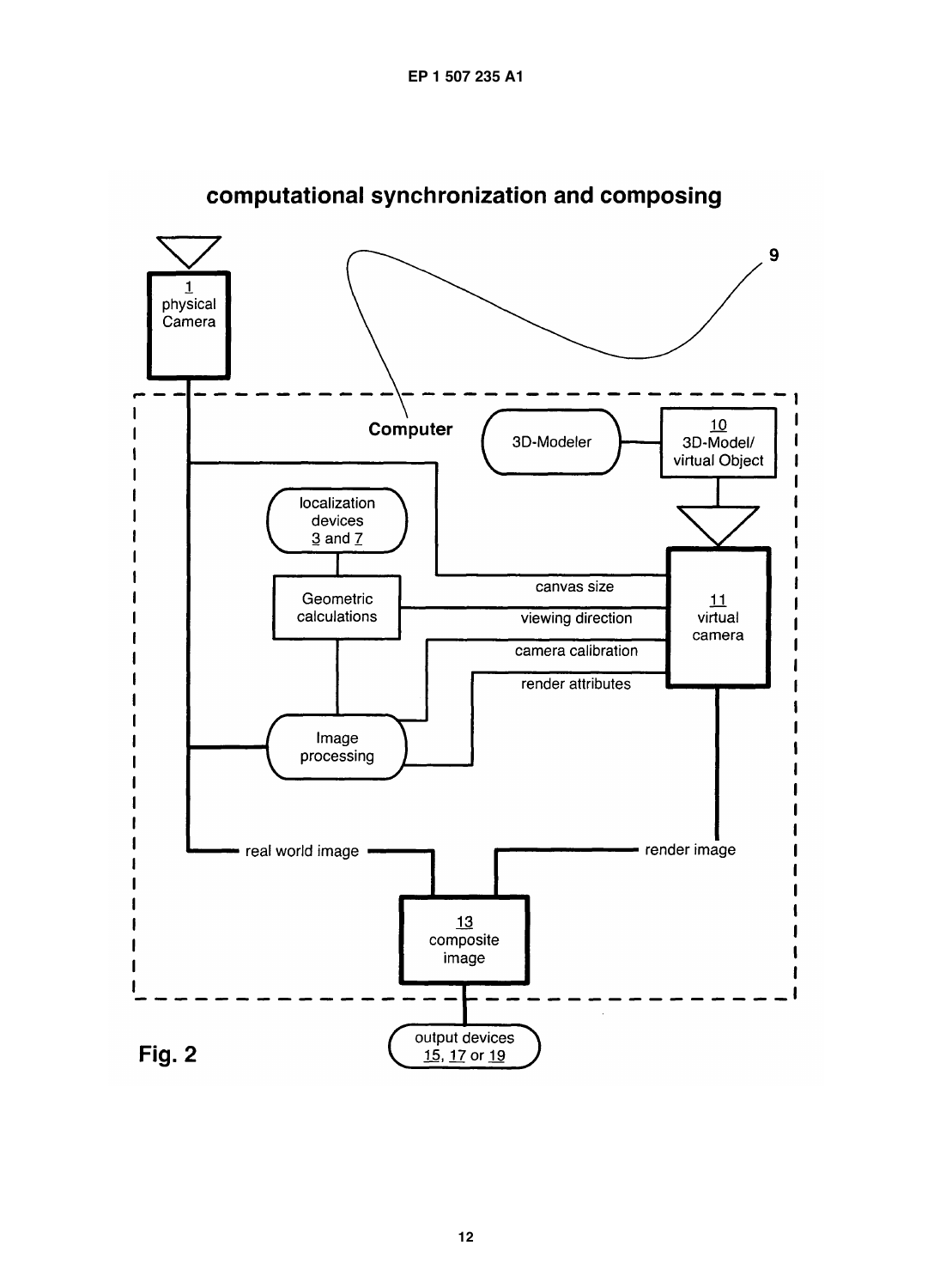## computational synchronization and composing

1 physical Camera

9

Computer

3D-Modeler

10 3D-Model/ virtual Object

localization devices 3 and 7

Geometric calculations

canvas size

viewing direction

camera calibration

render attributes

11 virtual camera

Image processing

real world image

render image

13 composite image

output devices 15, 17 or 19

**Fig. 2**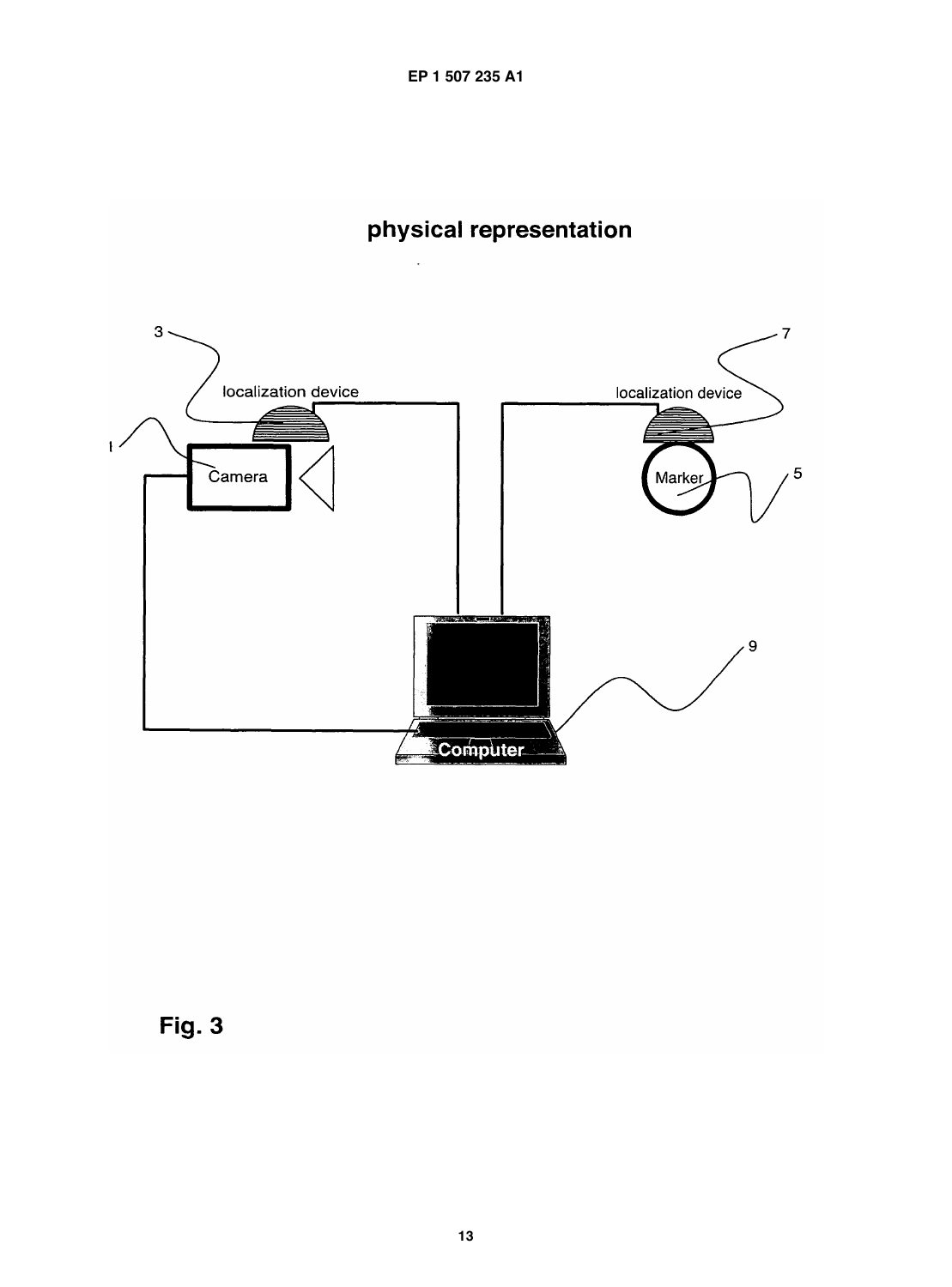## physical representation

localization device

localization device

Camera

Marker

Computer

3

7

1

5

9

Fig. 3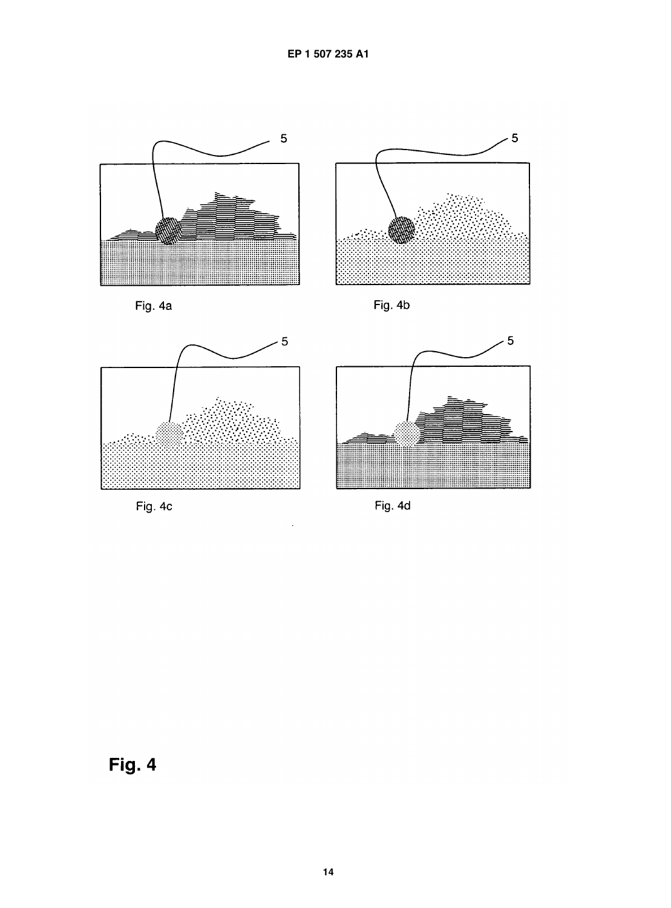5

5

Fig. 4a

Fig. 4b

5

5

Fig. 4c

Fig. 4d

**Fig. 4**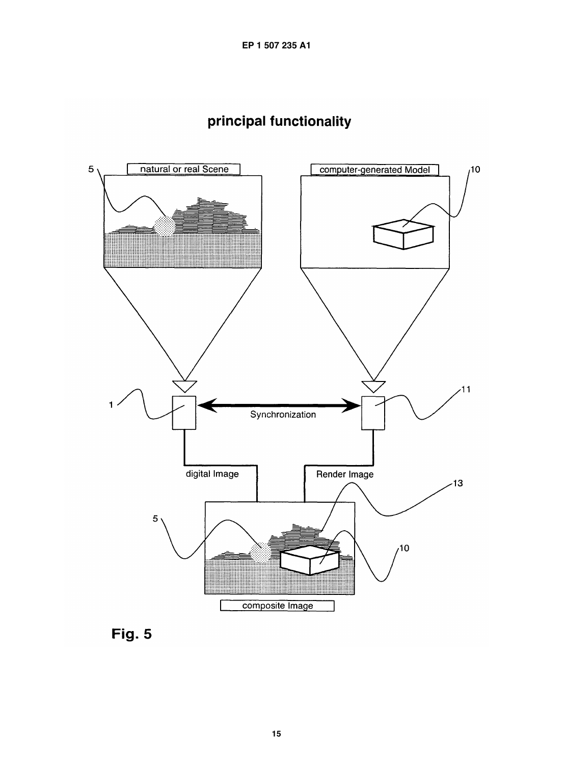## principal functionality

natural or real Scene

computer-generated Model

Synchronization

digital Image

Render Image

composite Image

5

10

1

11

13

5

10

**Fig. 5**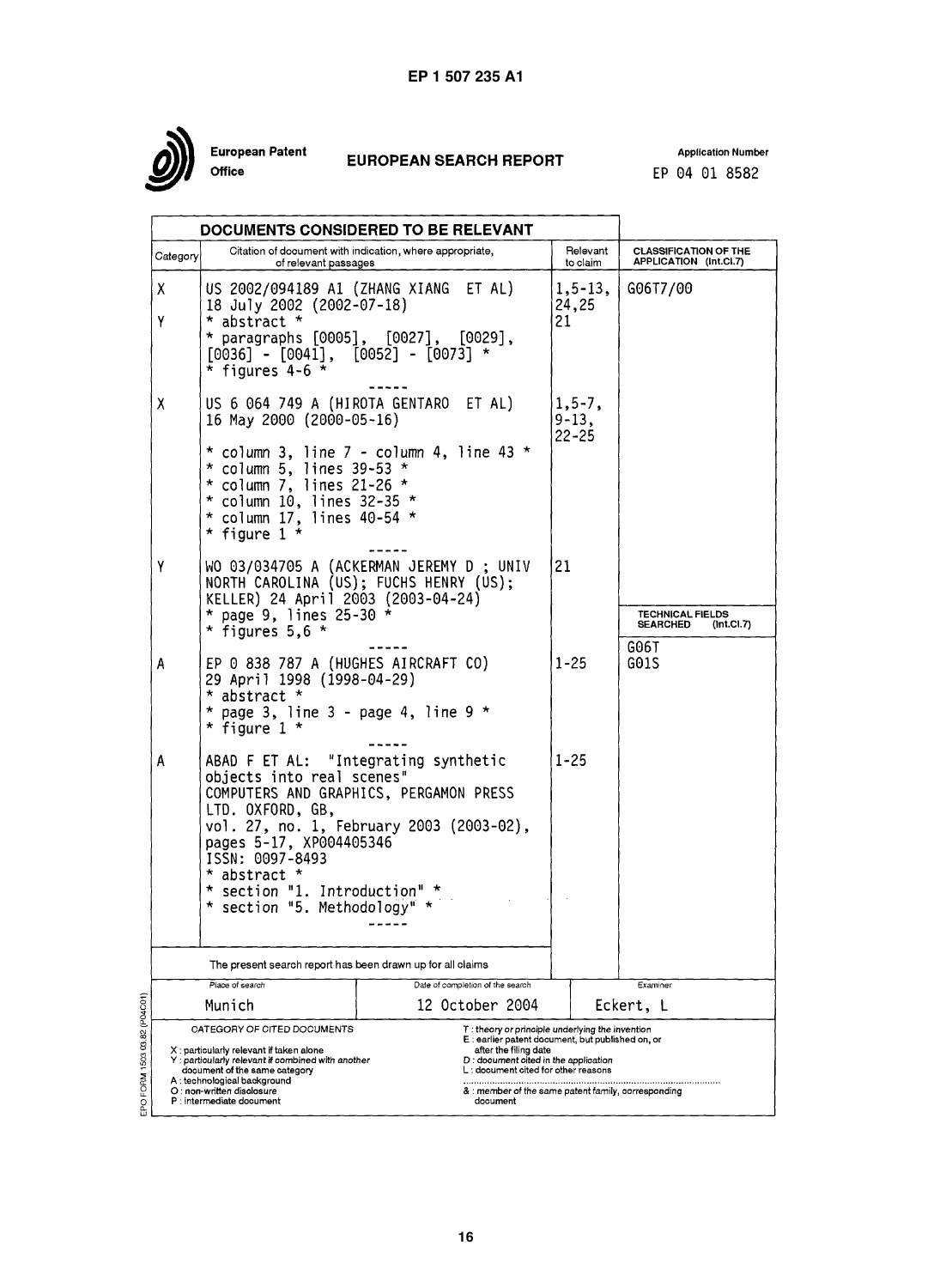European Patent Office

# EUROPEAN SEARCH REPORT

Application Number
EP 04 01 8582

| DOCUMENTS CONSIDERED TO BE RELEVANT | | | |
|---|---|---|---|
| Category | Citation of document with indication, where appropriate, of relevant passages | Relevant to claim | CLASSIFICATION OF THE APPLICATION (Int.Cl.7) |
| X<br><br>Y | US 2002/094189 A1 (ZHANG XIANG ET AL) 18 July 2002 (2002-07-18)<br>* abstract *<br>* paragraphs [0005], [0027], [0029], [0036] - [0041], [0052] - [0073] *<br>* figures 4-6 * | 1,5-13, 24,25<br>21 | G06T7/00 |
| X | US 6 064 749 A (HIROTA GENTARO ET AL) 16 May 2000 (2000-05-16)<br>* column 3, line 7 - column 4, line 43 *<br>* column 5, lines 39-53 *<br>* column 7, lines 21-26 *<br>* column 10, lines 32-35 *<br>* column 17, lines 40-54 *<br>* figure 1 * | 1,5-7, 9-13, 22-25 | |
| Y | WO 03/034705 A (ACKERMAN JEREMY D ; UNIV NORTH CAROLINA (US); FUCHS HENRY (US); KELLER) 24 April 2003 (2003-04-24)<br>* page 9, lines 25-30 *<br>* figures 5,6 * | 21 | TECHNICAL FIELDS SEARCHED (Int.Cl.7)<br><br>G06T<br>G01S |
| A | EP 0 838 787 A (HUGHES AIRCRAFT CO) 29 April 1998 (1998-04-29)<br>* abstract *<br>* page 3, line 3 - page 4, line 9 *<br>* figure 1 * | 1-25 | |
| A | ABAD F ET AL: "Integrating synthetic objects into real scenes" COMPUTERS AND GRAPHICS, PERGAMON PRESS LTD. OXFORD, GB, vol. 27, no. 1, February 2003 (2003-02), pages 5-17, XP004405346 ISSN: 0097-8493<br>* abstract *<br>* section "1. Introduction" *<br>* section "5. Methodology" * | 1-25 | |

The present search report has been drawn up for all claims

| Place of search | Date of completion of the search | Examiner |
|---|---|---|
| Munich | 12 October 2004 | Eckert, L |

CATEGORY OF CITED DOCUMENTS

X : particularly relevant if taken alone
Y : particularly relevant if combined with another document of the same category
A : technological background
O : non-written disclosure
P : intermediate document

T : theory or principle underlying the invention
E : earlier patent document, but published on, or after the filing date
D : document cited in the application
L : document cited for other reasons

& : member of the same patent family, corresponding document

EPO FORM 1503 03.82 (P04C01)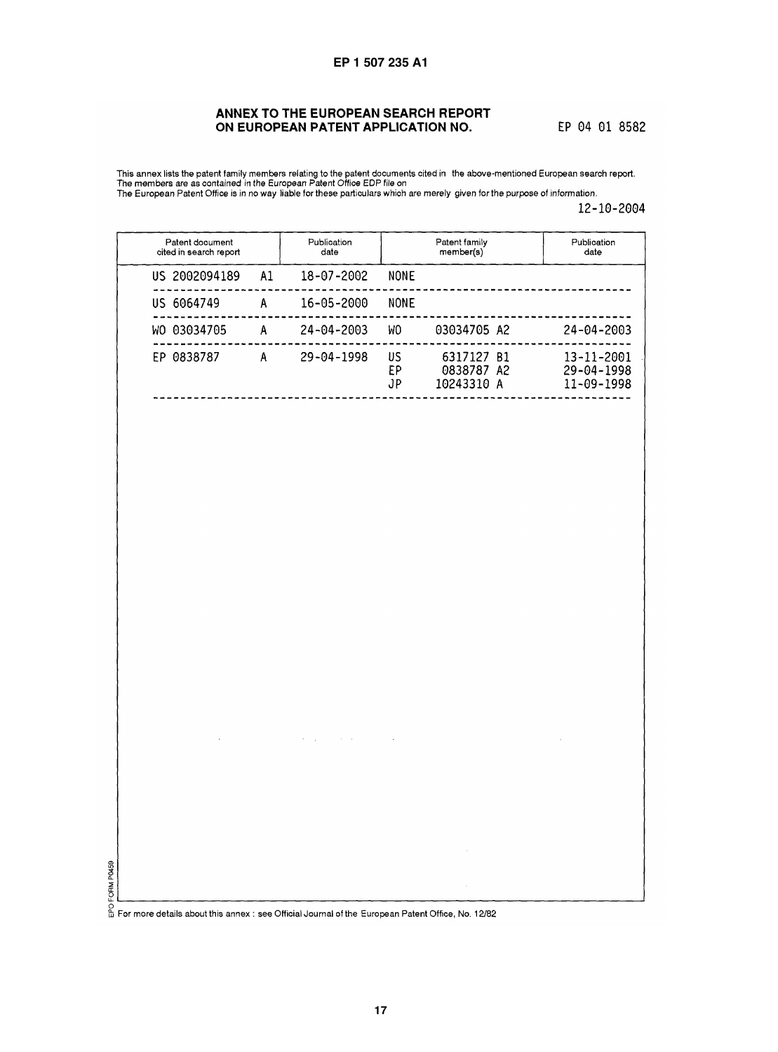## ANNEX TO THE EUROPEAN SEARCH REPORT ON EUROPEAN PATENT APPLICATION NO. EP 04 01 8582

This annex lists the patent family members relating to the patent documents cited in the above-mentioned European search report.
The members are as contained in the European Patent Office EDP file on
The European Patent Office is in no way liable for these particulars which are merely given for the purpose of information.

12-10-2004

| Patent document cited in search report | | Publication date | Patent family member(s) | | Publication date |
|---|---|---|---|---|---|
| US 2002094189 | A1 | 18-07-2002 | NONE | | |
| US 6064749 | A | 16-05-2000 | NONE | | |
| WO 03034705 | A | 24-04-2003 | WO | 03034705 A2 | 24-04-2003 |
| EP 0838787 | A | 29-04-1998 | US | 6317127 B1 | 13-11-2001 |
| | | | EP | 0838787 A2 | 29-04-1998 |
| | | | JP | 10243310 A | 11-09-1998 |

EPO FORM P0459

For more details about this annex : see Official Journal of the European Patent Office, No. 12/82